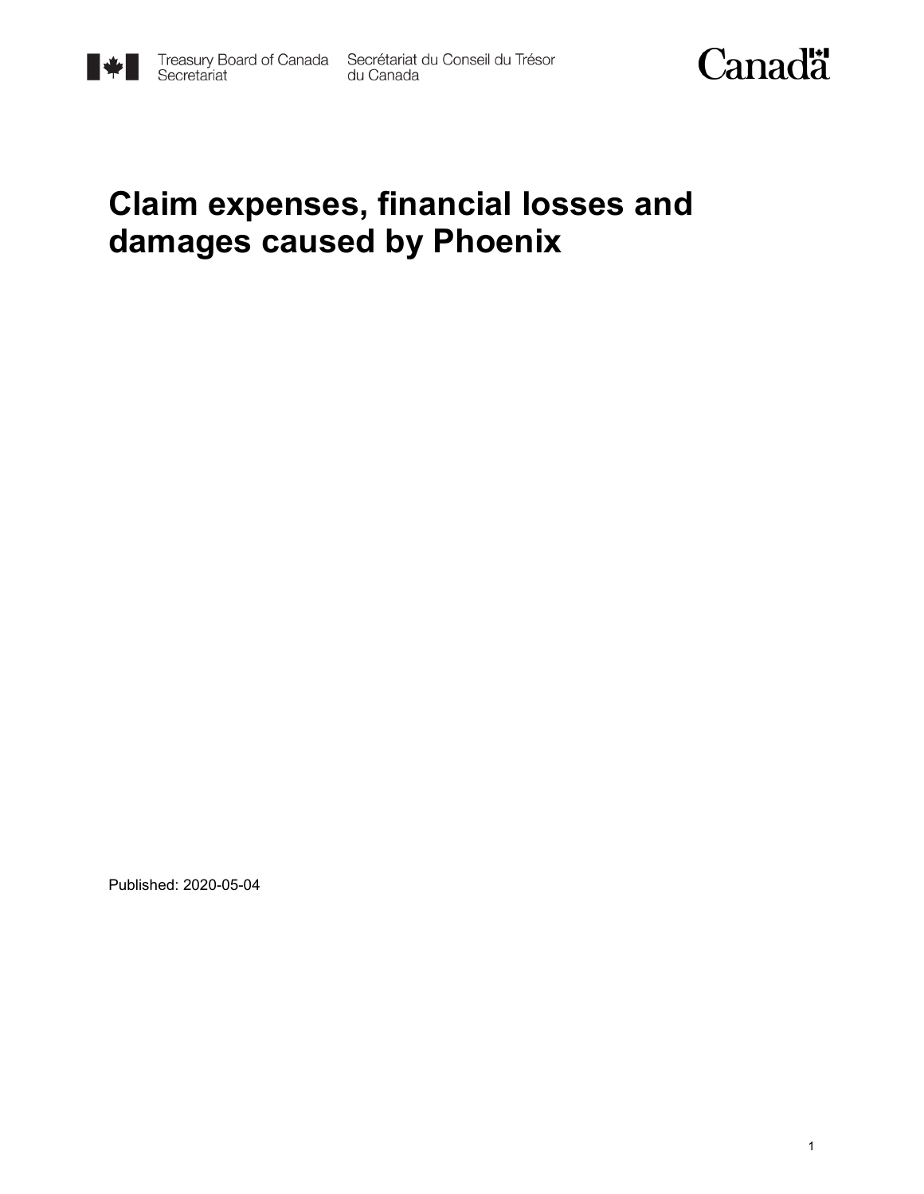Treasury Board of Canada Secretariat / Secrétariat du Conseil du Trésor du Canada

# Claim expenses, financial losses and damages caused by Phoenix

Published: 2020-05-04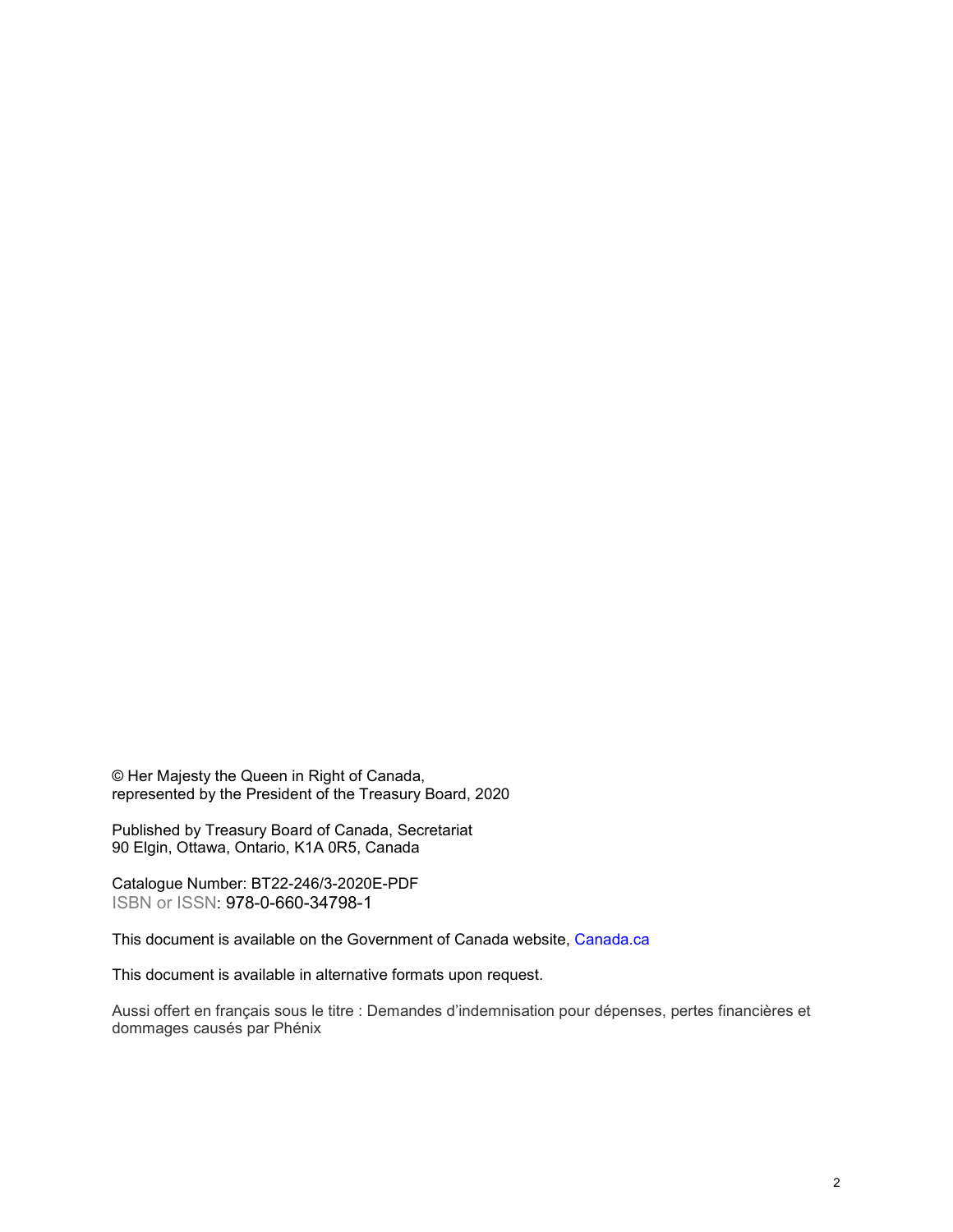© Her Majesty the Queen in Right of Canada,
represented by the President of the Treasury Board, 2020

Published by Treasury Board of Canada, Secretariat
90 Elgin, Ottawa, Ontario, K1A 0R5, Canada

Catalogue Number: BT22-246/3-2020E-PDF
ISBN or ISSN: 978-0-660-34798-1

This document is available on the Government of Canada website, Canada.ca

This document is available in alternative formats upon request.

Aussi offert en français sous le titre : Demandes d'indemnisation pour dépenses, pertes financières et dommages causés par Phénix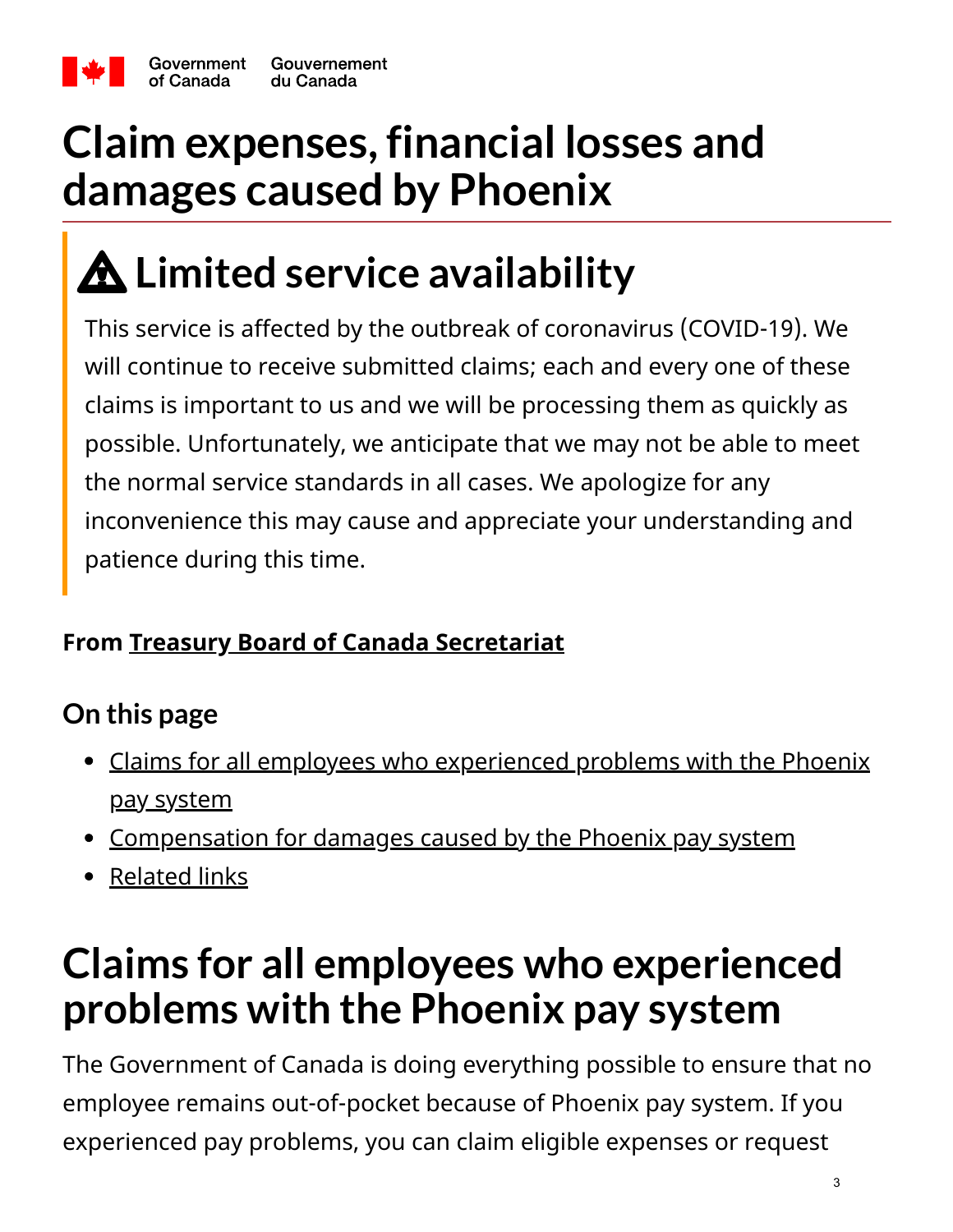Government of Canada | Gouvernement du Canada

# Claim expenses, financial losses and damages caused by Phoenix

## ⚠ Limited service availability

This service is affected by the outbreak of coronavirus (COVID-19). We will continue to receive submitted claims; each and every one of these claims is important to us and we will be processing them as quickly as possible. Unfortunately, we anticipate that we may not be able to meet the normal service standards in all cases. We apologize for any inconvenience this may cause and appreciate your understanding and patience during this time.

**From Treasury Board of Canada Secretariat**

### On this page

- Claims for all employees who experienced problems with the Phoenix pay system
- Compensation for damages caused by the Phoenix pay system
- Related links

# Claims for all employees who experienced problems with the Phoenix pay system

The Government of Canada is doing everything possible to ensure that no employee remains out-of-pocket because of Phoenix pay system. If you experienced pay problems, you can claim eligible expenses or request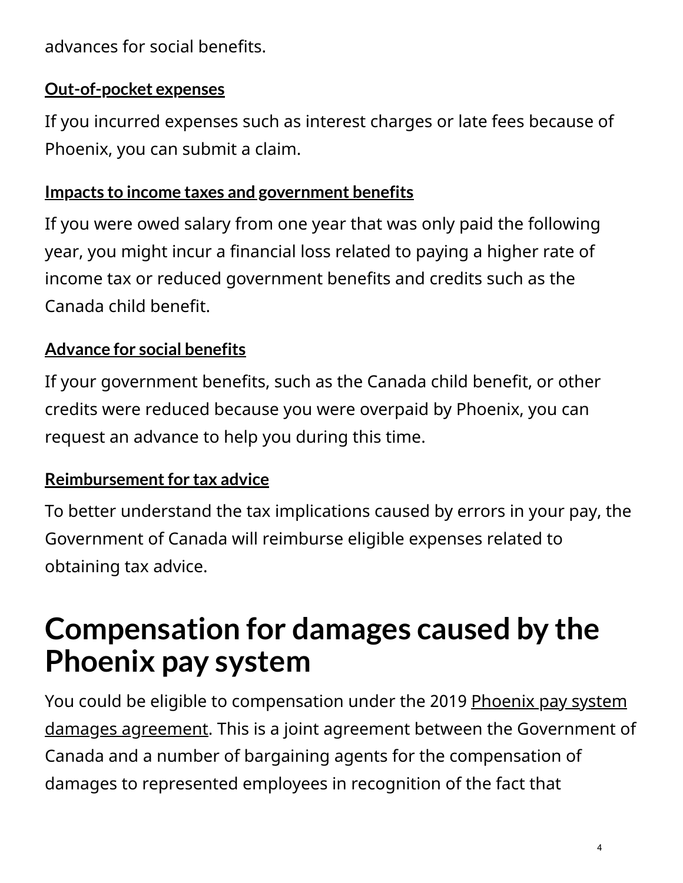advances for social benefits.

### Out-of-pocket expenses

If you incurred expenses such as interest charges or late fees because of Phoenix, you can submit a claim.

### Impacts to income taxes and government benefits

If you were owed salary from one year that was only paid the following year, you might incur a financial loss related to paying a higher rate of income tax or reduced government benefits and credits such as the Canada child benefit.

### Advance for social benefits

If your government benefits, such as the Canada child benefit, or other credits were reduced because you were overpaid by Phoenix, you can request an advance to help you during this time.

### Reimbursement for tax advice

To better understand the tax implications caused by errors in your pay, the Government of Canada will reimburse eligible expenses related to obtaining tax advice.

## Compensation for damages caused by the Phoenix pay system

You could be eligible to compensation under the 2019 Phoenix pay system damages agreement. This is a joint agreement between the Government of Canada and a number of bargaining agents for the compensation of damages to represented employees in recognition of the fact that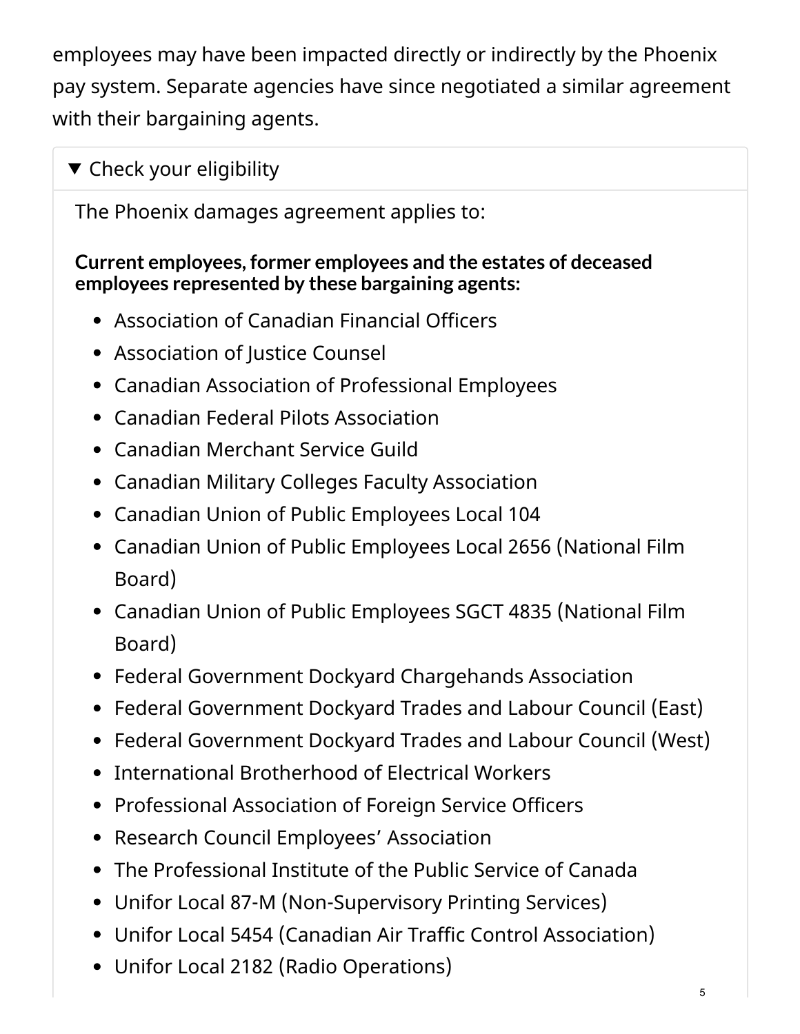employees may have been impacted directly or indirectly by the Phoenix pay system. Separate agencies have since negotiated a similar agreement with their bargaining agents.

▼ Check your eligibility

The Phoenix damages agreement applies to:

**Current employees, former employees and the estates of deceased employees represented by these bargaining agents:**

- Association of Canadian Financial Officers
- Association of Justice Counsel
- Canadian Association of Professional Employees
- Canadian Federal Pilots Association
- Canadian Merchant Service Guild
- Canadian Military Colleges Faculty Association
- Canadian Union of Public Employees Local 104
- Canadian Union of Public Employees Local 2656 (National Film Board)
- Canadian Union of Public Employees SGCT 4835 (National Film Board)
- Federal Government Dockyard Chargehands Association
- Federal Government Dockyard Trades and Labour Council (East)
- Federal Government Dockyard Trades and Labour Council (West)
- International Brotherhood of Electrical Workers
- Professional Association of Foreign Service Officers
- Research Council Employees' Association
- The Professional Institute of the Public Service of Canada
- Unifor Local 87-M (Non-Supervisory Printing Services)
- Unifor Local 5454 (Canadian Air Traffic Control Association)
- Unifor Local 2182 (Radio Operations)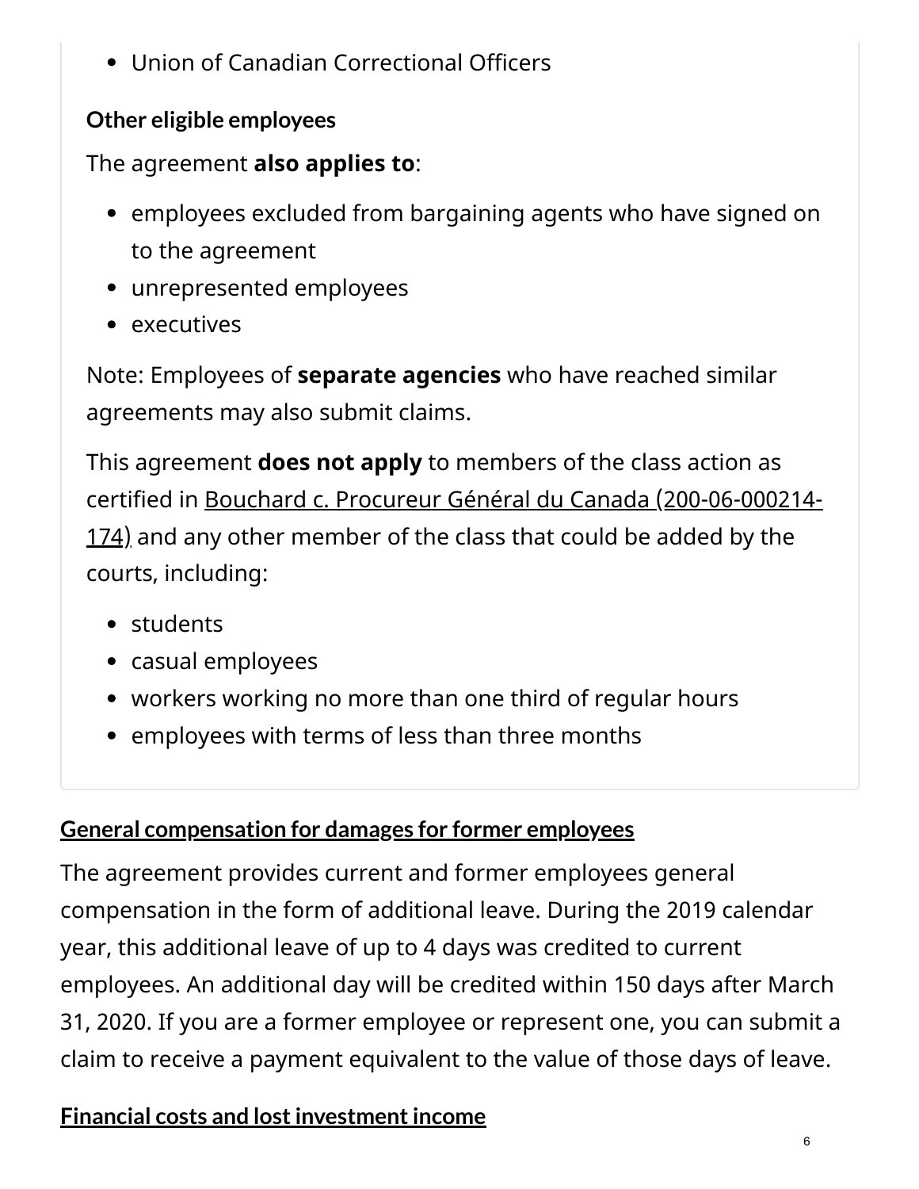- Union of Canadian Correctional Officers

**Other eligible employees**

The agreement **also applies to**:

- employees excluded from bargaining agents who have signed on to the agreement
- unrepresented employees
- executives

Note: Employees of **separate agencies** who have reached similar agreements may also submit claims.

This agreement **does not apply** to members of the class action as certified in Bouchard c. Procureur Général du Canada (200-06-000214-174) and any other member of the class that could be added by the courts, including:

- students
- casual employees
- workers working no more than one third of regular hours
- employees with terms of less than three months

## General compensation for damages for former employees

The agreement provides current and former employees general compensation in the form of additional leave. During the 2019 calendar year, this additional leave of up to 4 days was credited to current employees. An additional day will be credited within 150 days after March 31, 2020. If you are a former employee or represent one, you can submit a claim to receive a payment equivalent to the value of those days of leave.

## Financial costs and lost investment income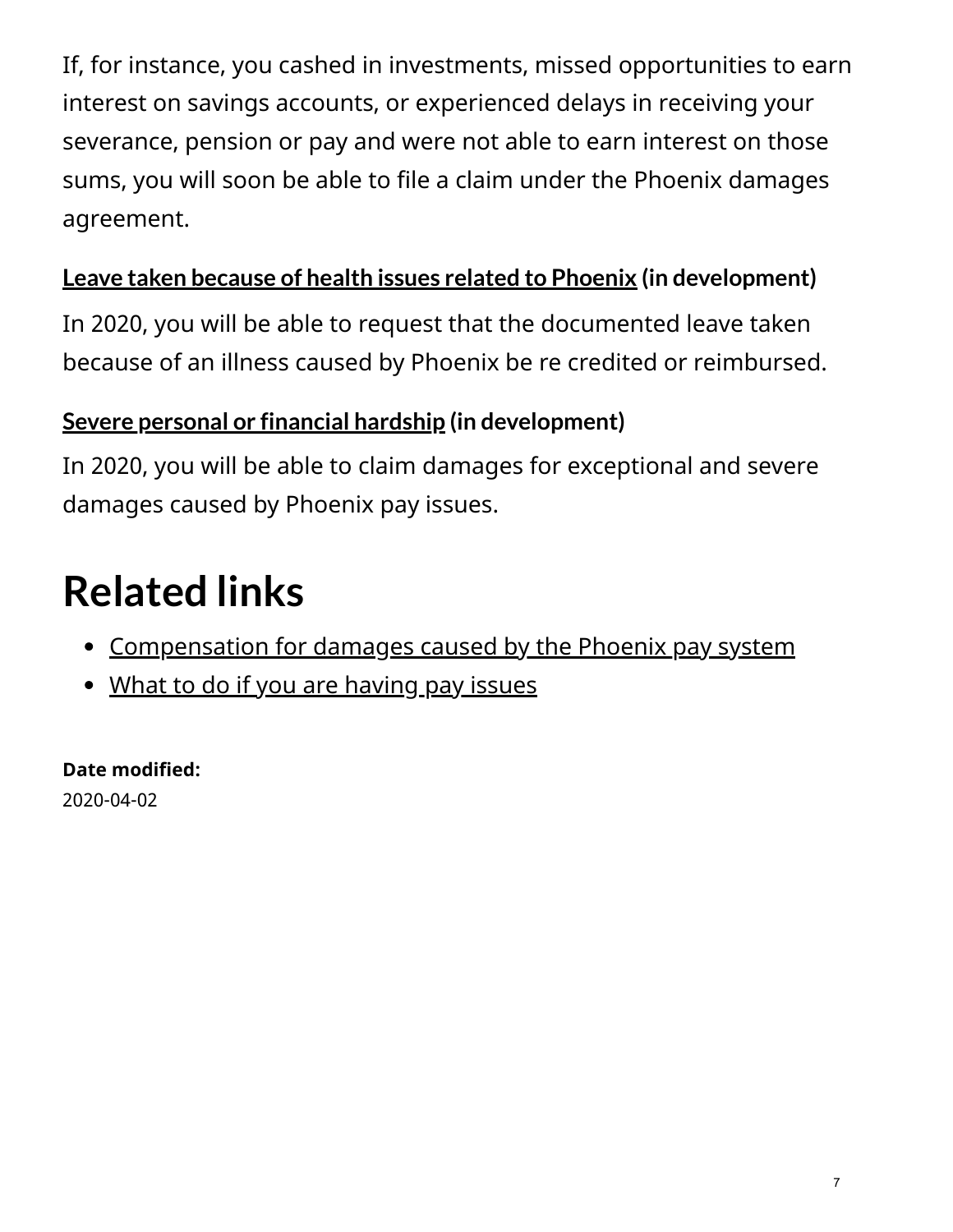If, for instance, you cashed in investments, missed opportunities to earn interest on savings accounts, or experienced delays in receiving your severance, pension or pay and were not able to earn interest on those sums, you will soon be able to file a claim under the Phoenix damages agreement.

**Leave taken because of health issues related to Phoenix (in development)**

In 2020, you will be able to request that the documented leave taken because of an illness caused by Phoenix be re credited or reimbursed.

**Severe personal or financial hardship (in development)**

In 2020, you will be able to claim damages for exceptional and severe damages caused by Phoenix pay issues.

# Related links

- Compensation for damages caused by the Phoenix pay system
- What to do if you are having pay issues

**Date modified:**
2020-04-02